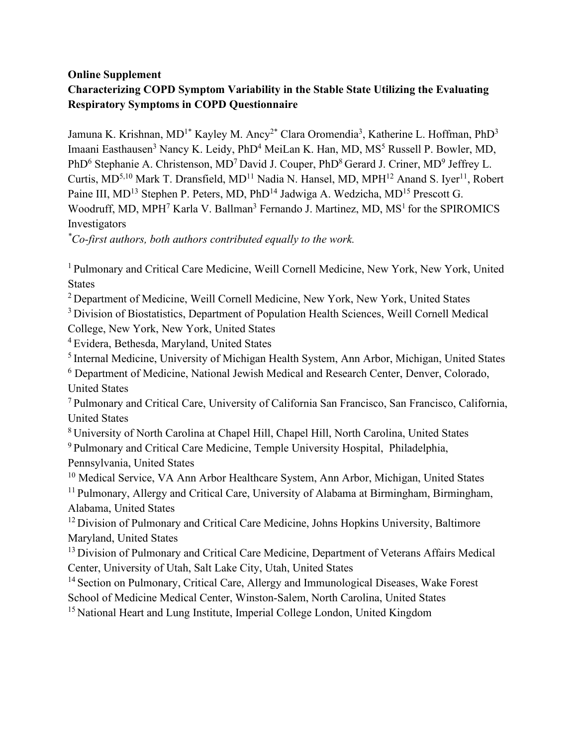**Online Supplement**

**Characterizing COPD Symptom Variability in the Stable State Utilizing the Evaluating Respiratory Symptoms in COPD Questionnaire**

Jamuna K. Krishnan, MD[1*] Kayley M. Ancy[2*] Clara Oromendia[3], Katherine L. Hoffman, PhD[3] Imaani Easthausen[3] Nancy K. Leidy, PhD[4] MeiLan K. Han, MD, MS[5] Russell P. Bowler, MD, PhD[6] Stephanie A. Christenson, MD[7] David J. Couper, PhD[8] Gerard J. Criner, MD[9] Jeffrey L. Curtis, MD[5,10] Mark T. Dransfield, MD[11] Nadia N. Hansel, MD, MPH[12] Anand S. Iyer[11], Robert Paine III, MD[13] Stephen P. Peters, MD, PhD[14] Jadwiga A. Wedzicha, MD[15] Prescott G. Woodruff, MD, MPH[7] Karla V. Ballman[3] Fernando J. Martinez, MD, MS[1] for the SPIROMICS Investigators

*[*]Co-first authors, both authors contributed equally to the work.*

[1] Pulmonary and Critical Care Medicine, Weill Cornell Medicine, New York, New York, United States

[2] Department of Medicine, Weill Cornell Medicine, New York, New York, United States

[3] Division of Biostatistics, Department of Population Health Sciences, Weill Cornell Medical College, New York, New York, United States

[4] Evidera, Bethesda, Maryland, United States

[5] Internal Medicine, University of Michigan Health System, Ann Arbor, Michigan, United States

[6] Department of Medicine, National Jewish Medical and Research Center, Denver, Colorado, United States

[7] Pulmonary and Critical Care, University of California San Francisco, San Francisco, California, United States

[8] University of North Carolina at Chapel Hill, Chapel Hill, North Carolina, United States

[9] Pulmonary and Critical Care Medicine, Temple University Hospital, Philadelphia, Pennsylvania, United States

[10] Medical Service, VA Ann Arbor Healthcare System, Ann Arbor, Michigan, United States

[11] Pulmonary, Allergy and Critical Care, University of Alabama at Birmingham, Birmingham, Alabama, United States

[12] Division of Pulmonary and Critical Care Medicine, Johns Hopkins University, Baltimore Maryland, United States

[13] Division of Pulmonary and Critical Care Medicine, Department of Veterans Affairs Medical Center, University of Utah, Salt Lake City, Utah, United States

[14] Section on Pulmonary, Critical Care, Allergy and Immunological Diseases, Wake Forest School of Medicine Medical Center, Winston-Salem, North Carolina, United States

[15] National Heart and Lung Institute, Imperial College London, United Kingdom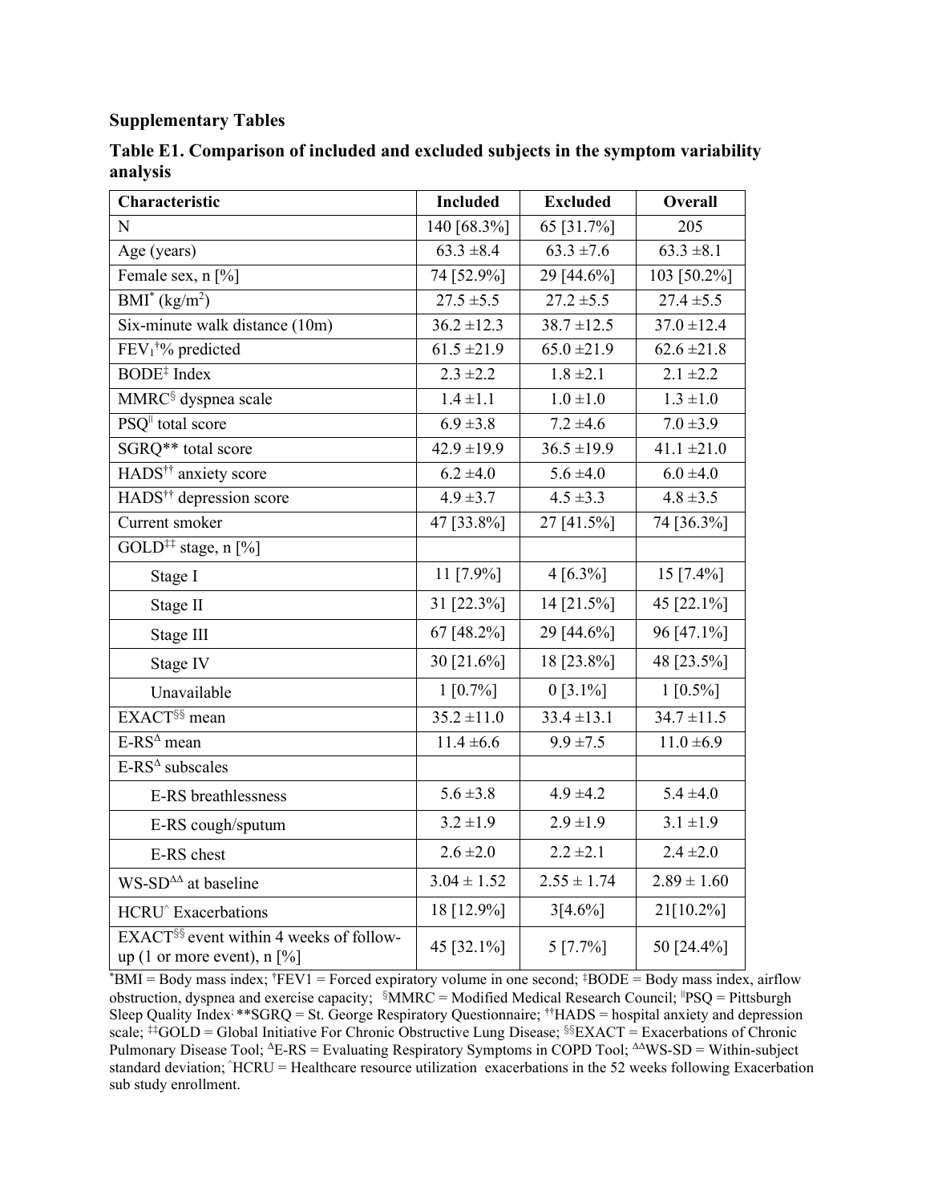**Supplementary Tables**

**Table E1. Comparison of included and excluded subjects in the symptom variability analysis**

| Characteristic | Included | Excluded | Overall |
|---|---|---|---|
| N | 140 [68.3%] | 65 [31.7%] | 205 |
| Age (years) | 63.3 ±8.4 | 63.3 ±7.6 | 63.3 ±8.1 |
| Female sex, n [%] | 74 [52.9%] | 29 [44.6%] | 103 [50.2%] |
| BMI* (kg/m$^2$) | 27.5 ±5.5 | 27.2 ±5.5 | 27.4 ±5.5 |
| Six-minute walk distance (10m) | 36.2 ±12.3 | 38.7 ±12.5 | 37.0 ±12.4 |
| $FEV_1$† % predicted | 61.5 ±21.9 | 65.0 ±21.9 | 62.6 ±21.8 |
| BODE‡ Index | 2.3 ±2.2 | 1.8 ±2.1 | 2.1 ±2.2 |
| MMRC§ dyspnea scale | 1.4 ±1.1 | 1.0 ±1.0 | 1.3 ±1.0 |
| PSQ‖ total score | 6.9 ±3.8 | 7.2 ±4.6 | 7.0 ±3.9 |
| SGRQ** total score | 42.9 ±19.9 | 36.5 ±19.9 | 41.1 ±21.0 |
| HADS†† anxiety score | 6.2 ±4.0 | 5.6 ±4.0 | 6.0 ±4.0 |
| HADS†† depression score | 4.9 ±3.7 | 4.5 ±3.3 | 4.8 ±3.5 |
| Current smoker | 47 [33.8%] | 27 [41.5%] | 74 [36.3%] |
| GOLD‡‡ stage, n [%] | | | |
| Stage I | 11 [7.9%] | 4 [6.3%] | 15 [7.4%] |
| Stage II | 31 [22.3%] | 14 [21.5%] | 45 [22.1%] |
| Stage III | 67 [48.2%] | 29 [44.6%] | 96 [47.1%] |
| Stage IV | 30 [21.6%] | 18 [23.8%] | 48 [23.5%] |
| Unavailable | 1 [0.7%] | 0 [3.1%] | 1 [0.5%] |
| EXACT§§ mean | 35.2 ±11.0 | 33.4 ±13.1 | 34.7 ±11.5 |
| E-RS$^\Delta$ mean | 11.4 ±6.6 | 9.9 ±7.5 | 11.0 ±6.9 |
| E-RS$^\Delta$ subscales | | | |
| E-RS breathlessness | 5.6 ±3.8 | 4.9 ±4.2 | 5.4 ±4.0 |
| E-RS cough/sputum | 3.2 ±1.9 | 2.9 ±1.9 | 3.1 ±1.9 |
| E-RS chest | 2.6 ±2.0 | 2.2 ±2.1 | 2.4 ±2.0 |
| WS-SD$^{\Delta\Delta}$ at baseline | 3.04 ± 1.52 | 2.55 ± 1.74 | 2.89 ± 1.60 |
| HCRU^ Exacerbations | 18 [12.9%] | 3[4.6%] | 21[10.2%] |
| EXACT§§ event within 4 weeks of follow-up (1 or more event), n [%] | 45 [32.1%] | 5 [7.7%] | 50 [24.4%] |

*BMI = Body mass index; †FEV1 = Forced expiratory volume in one second; ‡BODE = Body mass index, airflow obstruction, dyspnea and exercise capacity; §MMRC = Modified Medical Research Council; ‖PSQ = Pittsburgh Sleep Quality Index; **SGRQ = St. George Respiratory Questionnaire; ††HADS = hospital anxiety and depression scale; ‡‡GOLD = Global Initiative For Chronic Obstructive Lung Disease; §§EXACT = Exacerbations of Chronic Pulmonary Disease Tool; $^\Delta$E-RS = Evaluating Respiratory Symptoms in COPD Tool; $^{\Delta\Delta}$WS-SD = Within-subject standard deviation; ^HCRU = Healthcare resource utilization exacerbations in the 52 weeks following Exacerbation sub study enrollment.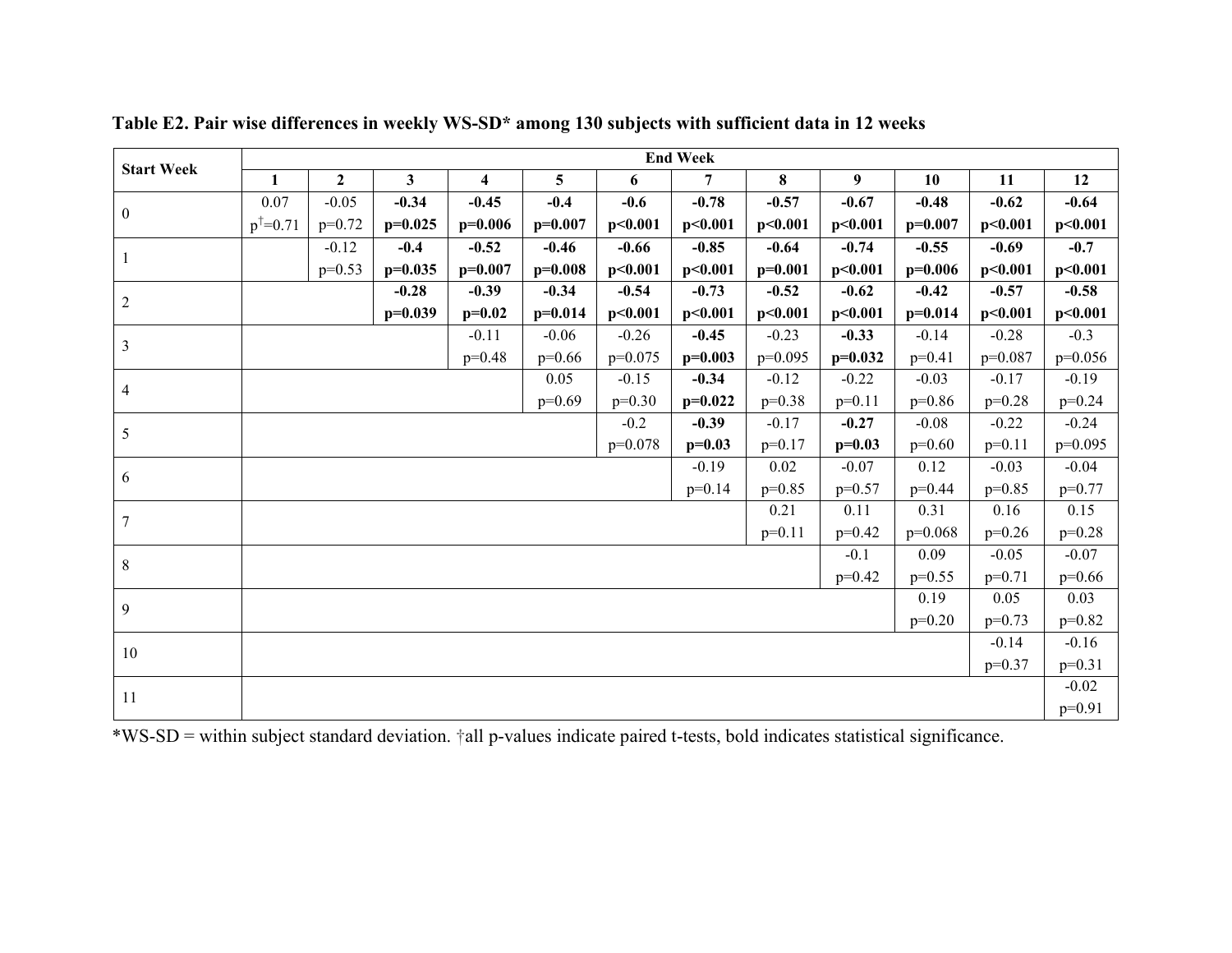**Table E2. Pair wise differences in weekly WS-SD* among 130 subjects with sufficient data in 12 weeks**

| Start Week | End Week | | | | | | | | | | | |
|---|---|---|---|---|---|---|---|---|---|---|---|---|
| | 1 | 2 | 3 | 4 | 5 | 6 | 7 | 8 | 9 | 10 | 11 | 12 |
| 0 | 0.07 p†=0.71 | -0.05 p=0.72 | **-0.34 p=0.025** | **-0.45 p=0.006** | **-0.4 p=0.007** | **-0.6 p<0.001** | **-0.78 p<0.001** | **-0.57 p<0.001** | **-0.67 p<0.001** | **-0.48 p=0.007** | **-0.62 p<0.001** | **-0.64 p<0.001** |
| 1 | | -0.12 p=0.53 | **-0.4 p=0.035** | **-0.52 p=0.007** | **-0.46 p=0.008** | **-0.66 p<0.001** | **-0.85 p<0.001** | **-0.64 p=0.001** | **-0.74 p<0.001** | **-0.55 p=0.006** | **-0.69 p<0.001** | **-0.7 p<0.001** |
| 2 | | | **-0.28 p=0.039** | **-0.39 p=0.02** | **-0.34 p=0.014** | **-0.54 p<0.001** | **-0.73 p<0.001** | **-0.52 p<0.001** | **-0.62 p<0.001** | **-0.42 p=0.014** | **-0.57 p<0.001** | **-0.58 p<0.001** |
| 3 | | | | -0.11 p=0.48 | -0.06 p=0.66 | -0.26 p=0.075 | **-0.45 p=0.003** | -0.23 p=0.095 | **-0.33 p=0.032** | -0.14 p=0.41 | -0.28 p=0.087 | -0.3 p=0.056 |
| 4 | | | | | 0.05 p=0.69 | -0.15 p=0.30 | **-0.34 p=0.022** | -0.12 p=0.38 | -0.22 p=0.11 | -0.03 p=0.86 | -0.17 p=0.28 | -0.19 p=0.24 |
| 5 | | | | | | -0.2 p=0.078 | **-0.39 p=0.03** | -0.17 p=0.17 | **-0.27 p=0.03** | -0.08 p=0.60 | -0.22 p=0.11 | -0.24 p=0.095 |
| 6 | | | | | | | -0.19 p=0.14 | 0.02 p=0.85 | -0.07 p=0.57 | 0.12 p=0.44 | -0.03 p=0.85 | -0.04 p=0.77 |
| 7 | | | | | | | | 0.21 p=0.11 | 0.11 p=0.42 | 0.31 p=0.068 | 0.16 p=0.26 | 0.15 p=0.28 |
| 8 | | | | | | | | | -0.1 p=0.42 | 0.09 p=0.55 | -0.05 p=0.71 | -0.07 p=0.66 |
| 9 | | | | | | | | | | 0.19 p=0.20 | 0.05 p=0.73 | 0.03 p=0.82 |
| 10 | | | | | | | | | | | -0.14 p=0.37 | -0.16 p=0.31 |
| 11 | | | | | | | | | | | | -0.02 p=0.91 |

*WS-SD = within subject standard deviation. †all p-values indicate paired t-tests, bold indicates statistical significance.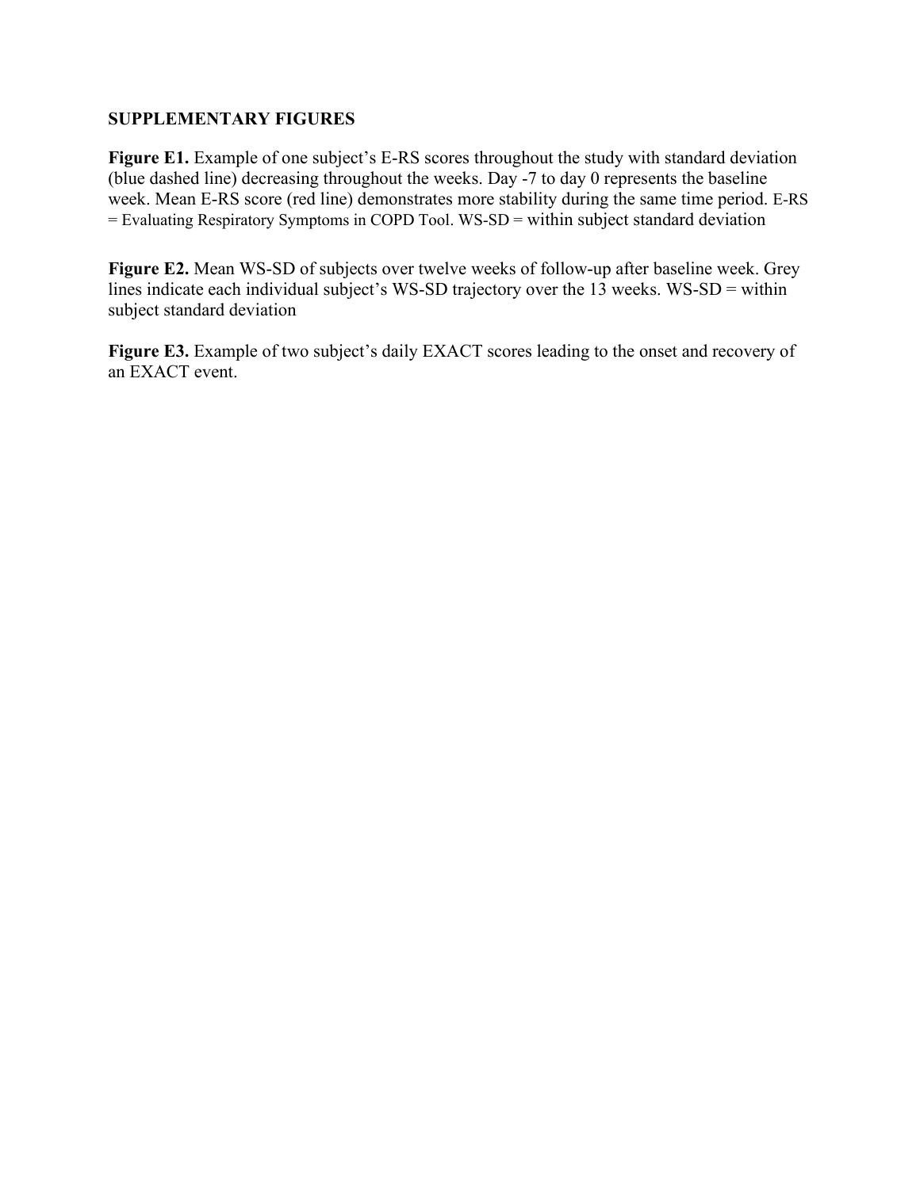**SUPPLEMENTARY FIGURES**

**Figure E1.** Example of one subject's E-RS scores throughout the study with standard deviation (blue dashed line) decreasing throughout the weeks. Day -7 to day 0 represents the baseline week. Mean E-RS score (red line) demonstrates more stability during the same time period. E-RS = Evaluating Respiratory Symptoms in COPD Tool. WS-SD = within subject standard deviation

**Figure E2.** Mean WS-SD of subjects over twelve weeks of follow-up after baseline week. Grey lines indicate each individual subject's WS-SD trajectory over the 13 weeks. WS-SD = within subject standard deviation

**Figure E3.** Example of two subject's daily EXACT scores leading to the onset and recovery of an EXACT event.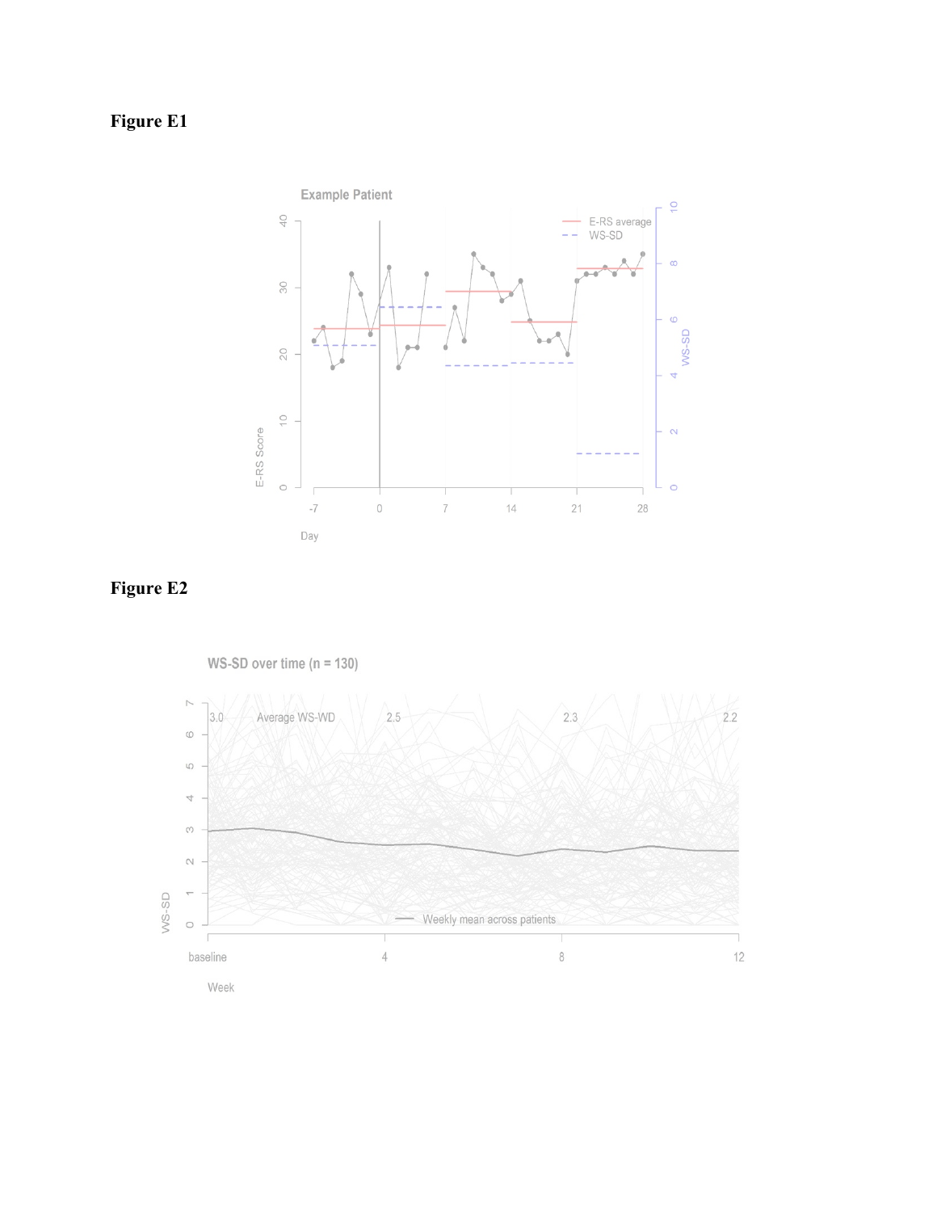**Figure E1**

**Figure E2**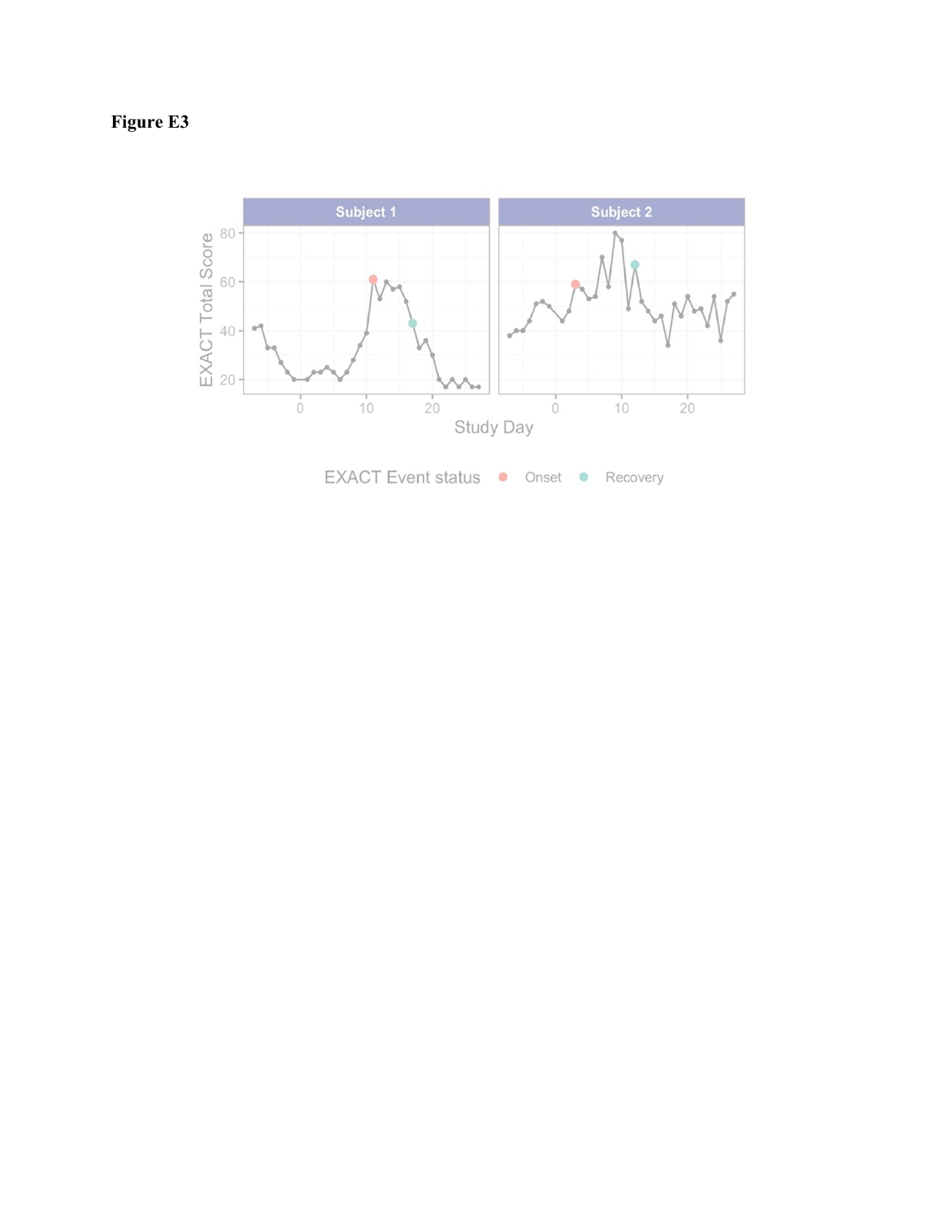**Figure E3**

Subject 1

Subject 2

EXACT Total Score

80

60

40

20

0

10

20

Study Day

EXACT Event status

Onset

Recovery